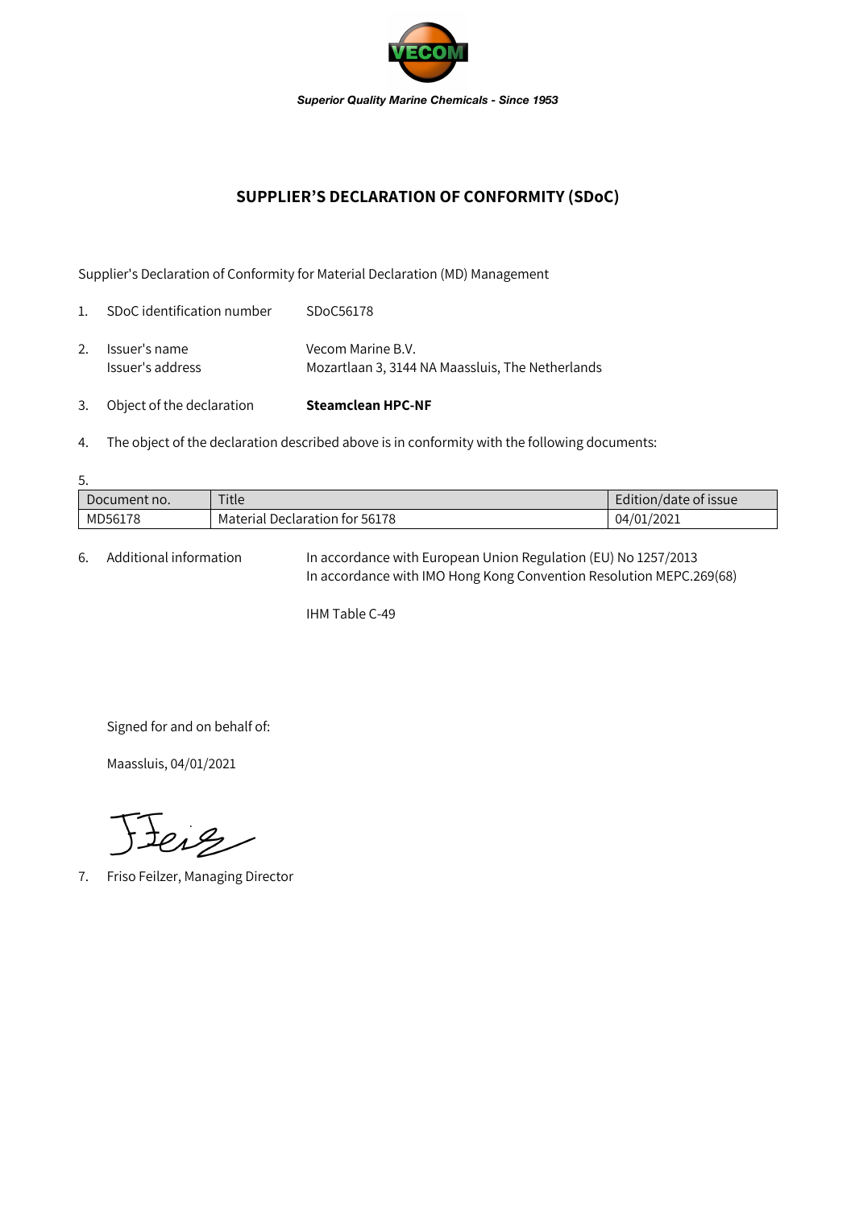*Superior Quality Marine Chemicals - Since 1953*

## SUPPLIER'S DECLARATION OF CONFORMITY (SDoC)

Supplier's Declaration of Conformity for Material Declaration (MD) Management

1. SDoC identification number SDoC56178

2. Issuer's name Vecom Marine B.V.
   Issuer's address Mozartlaan 3, 3144 NA Maassluis, The Netherlands

3. Object of the declaration **Steamclean HPC-NF**

4. The object of the declaration described above is in conformity with the following documents:

5.

| Document no. | Title | Edition/date of issue |
|---|---|---|
| MD56178 | Material Declaration for 56178 | 04/01/2021 |

6. Additional information In accordance with European Union Regulation (EU) No 1257/2013
   In accordance with IMO Hong Kong Convention Resolution MEPC.269(68)

   IHM Table C-49

Signed for and on behalf of:

Maassluis, 04/01/2021

7. Friso Feilzer, Managing Director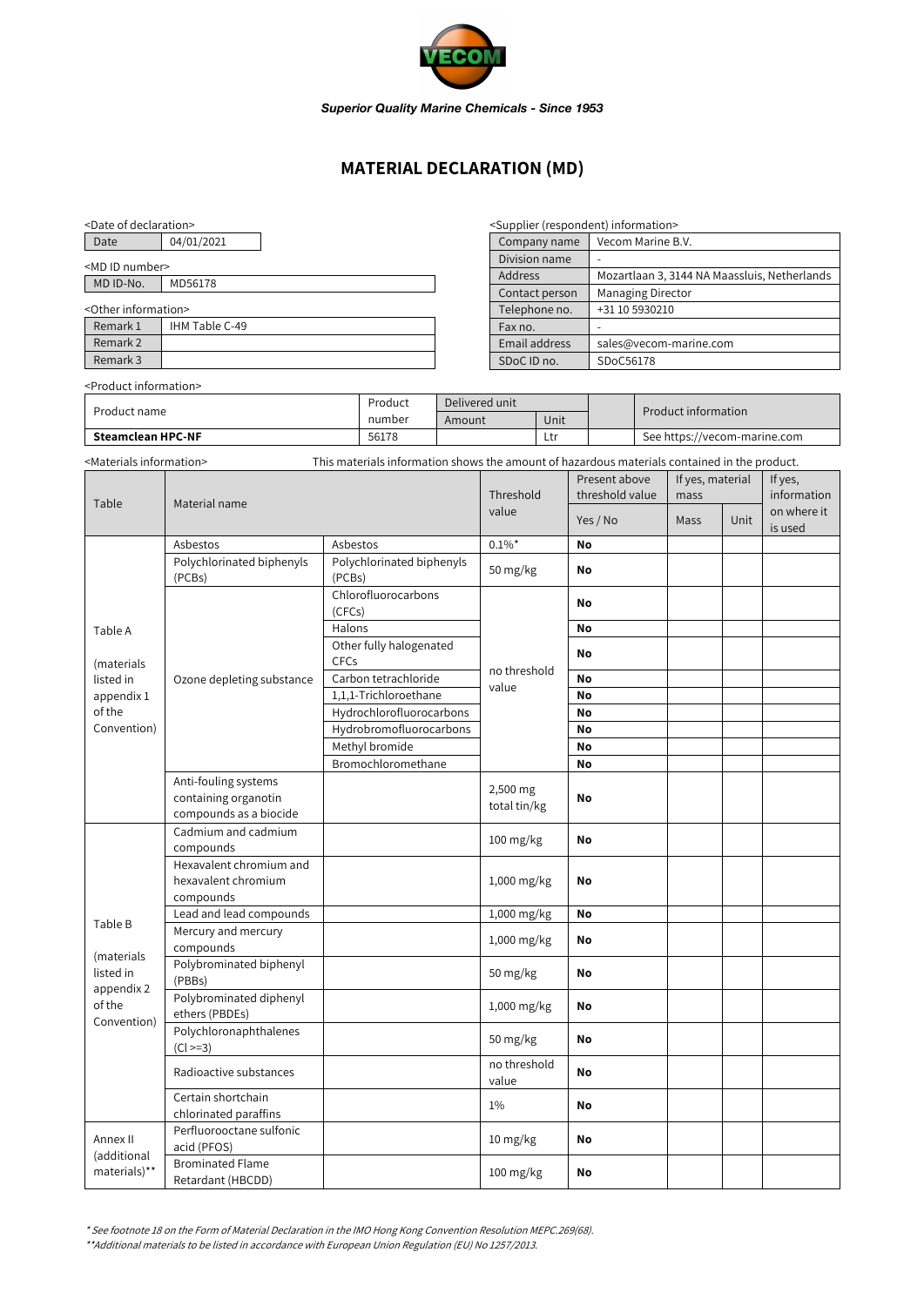Superior Quality Marine Chemicals - Since 1953

# MATERIAL DECLARATION (MD)

<Date of declaration>

| | |
|---|---|
| Date | 04/01/2021 |

<MD ID number>

| | |
|---|---|
| MD ID-No. | MD56178 |

<Other information>

| | |
|---|---|
| Remark 1 | IHM Table C-49 |
| Remark 2 | |
| Remark 3 | |

<Supplier (respondent) information>

| | |
|---|---|
| Company name | Vecom Marine B.V. |
| Division name | - |
| Address | Mozartlaan 3, 3144 NA Maassluis, Netherlands |
| Contact person | Managing Director |
| Telephone no. | +31 10 5930210 |
| Fax no. | - |
| Email address | sales@vecom-marine.com |
| SDoC ID no. | SDoC56178 |

<Product information>

| Product name | Product number | Delivered unit | | | Product information |
|---|---|---|---|---|---|
| | | Amount | Unit | | |
| **Steamclean HPC-NF** | 56178 | | Ltr | | See https://vecom-marine.com |

<Materials information> This materials information shows the amount of hazardous materials contained in the product.

| Table | Material name | | Threshold value | Present above threshold value | If yes, material mass | | If yes, information on where it is used |
|---|---|---|---|---|---|---|---|
| | | | | Yes / No | Mass | Unit | |
| Table A (materials listed in appendix 1 of the Convention) | Asbestos | Asbestos | 0.1%* | **No** | | | |
| | Polychlorinated biphenyls (PCBs) | Polychlorinated biphenyls (PCBs) | 50 mg/kg | **No** | | | |
| | Ozone depleting substance | Chlorofluorocarbons (CFCs) | no threshold value | **No** | | | |
| | | Halons | | **No** | | | |
| | | Other fully halogenated CFCs | | **No** | | | |
| | | Carbon tetrachloride | | **No** | | | |
| | | 1,1,1-Trichloroethane | | **No** | | | |
| | | Hydrochlorofluorocarbons | | **No** | | | |
| | | Hydrobromofluorocarbons | | **No** | | | |
| | | Methyl bromide | | **No** | | | |
| | | Bromochloromethane | | **No** | | | |
| | Anti-fouling systems containing organotin compounds as a biocide | | 2,500 mg total tin/kg | **No** | | | |
| Table B (materials listed in appendix 2 of the Convention) | Cadmium and cadmium compounds | | 100 mg/kg | **No** | | | |
| | Hexavalent chromium and hexavalent chromium compounds | | 1,000 mg/kg | **No** | | | |
| | Lead and lead compounds | | 1,000 mg/kg | **No** | | | |
| | Mercury and mercury compounds | | 1,000 mg/kg | **No** | | | |
| | Polybrominated biphenyl (PBBs) | | 50 mg/kg | **No** | | | |
| | Polybrominated diphenyl ethers (PBDEs) | | 1,000 mg/kg | **No** | | | |
| | Polychloronaphthalenes (Cl >=3) | | 50 mg/kg | **No** | | | |
| | Radioactive substances | | no threshold value | **No** | | | |
| | Certain shortchain chlorinated paraffins | | 1% | **No** | | | |
| Annex II (additional materials)** | Perfluorooctane sulfonic acid (PFOS) | | 10 mg/kg | **No** | | | |
| | Brominated Flame Retardant (HBCDD) | | 100 mg/kg | **No** | | | |

*\* See footnote 18 on the Form of Material Declaration in the IMO Hong Kong Convention Resolution MEPC.269(68).*

*\*\*Additional materials to be listed in accordance with European Union Regulation (EU) No 1257/2013.*